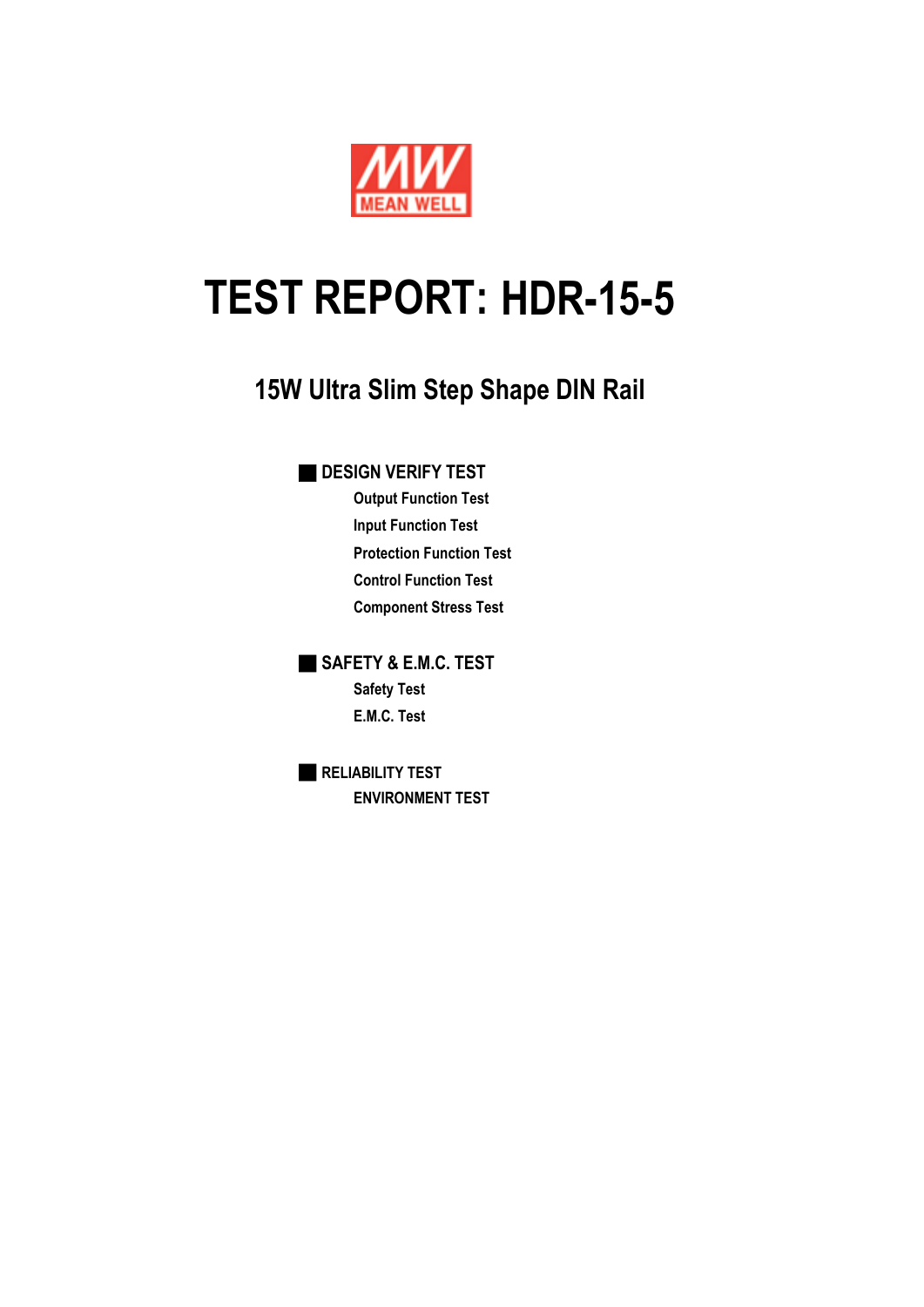MEAN WELL

# TEST REPORT: HDR-15-5

## 15W Ultra Slim Step Shape DIN Rail

### DESIGN VERIFY TEST

- Output Function Test
- Input Function Test
- Protection Function Test
- Control Function Test
- Component Stress Test

### SAFETY & E.M.C. TEST

- Safety Test
- E.M.C. Test

### RELIABILITY TEST

- ENVIRONMENT TEST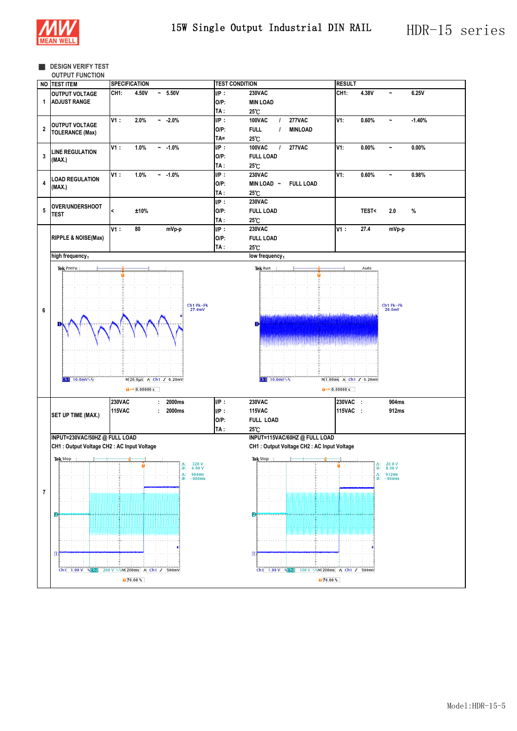# 15W Single Output Industrial DIN RAIL

## HDR-15 series

■ DESIGN VERIFY TEST

OUTPUT FUNCTION

| NO | TEST ITEM | SPECIFICATION | TEST CONDITION | RESULT |
|---|---|---|---|---|
| 1 | OUTPUT VOLTAGE ADJUST RANGE | CH1: 4.50V ~ 5.50V | I/P : 230VAC<br>O/P: MIN LOAD<br>TA : 25℃ | CH1: 4.38V ~ 6.25V |
| 2 | OUTPUT VOLTAGE TOLERANCE (Max) | V1 : 2.0% ~ -2.0% | I/P : 100VAC / 277VAC<br>O/P: FULL / MINLOAD<br>TA= 25℃ | V1: 0.60% ~ -1.40% |
| 3 | LINE REGULATION (MAX.) | V1 : 1.0% ~ -1.0% | I/P : 100VAC / 277VAC<br>O/P: FULL LOAD<br>TA : 25℃ | V1: 0.00% ~ 0.00% |
| 4 | LOAD REGULATION (MAX.) | V1 : 1.0% ~ -1.0% | I/P : 230VAC<br>O/P: MIN LOAD ~ FULL LOAD<br>TA : 25℃ | V1: 0.60% ~ 0.98% |
| 5 | OVER/UNDERSHOOT TEST | < ±10% | I/P : 230VAC<br>O/P: FULL LOAD<br>TA : 25℃ | TEST< 2.0 % |
| 6 | RIPPLE & NOISE(Max) | V1 : 80 mVp-p | I/P : 230VAC<br>O/P: FULL LOAD<br>TA : 25℃ | V1 : 27.4 mVp-p |
| | high frequency: | | low frequency: | |
| | Ch1 Pk-Pk 27.4mV; Ch1 10.0mV; M 20.0µs; A Ch1 ∫ 6.20mV | | Ch1 Pk-Pk 26.6mV; Ch1 10.0mV; M 1.00ms; A Ch1 ∫ 6.20mV | |
| 7 | SET UP TIME (MAX.) | 230VAC : 2000ms<br>115VAC : 2000ms | I/P : 230VAC<br>I/P : 115VAC<br>O/P: FULL LOAD<br>TA : 25℃ | 230VAC : 904ms<br>115VAC : 912ms |
| | INPUT=230VAC/50HZ @ FULL LOAD<br>CH1 : Output Voltage CH2 : AC Input Voltage | | INPUT=115VAC/60HZ @ FULL LOAD<br>CH1 : Output Voltage CH2 : AC Input Voltage | |
| | Δ: 320 V; @: 4.00 V; Δ: 904ms; @: -900ms; Ch1 1.00 V; Ch2 200 V; M 200ms; A Ch1 ∫ 500mV | | Δ: 20.0 V; @: 8.00 V; Δ: 912ms; @: -904ms; Ch1 1.00 V; Ch2 100 V; M 200ms; A Ch1 ∫ 500mV | |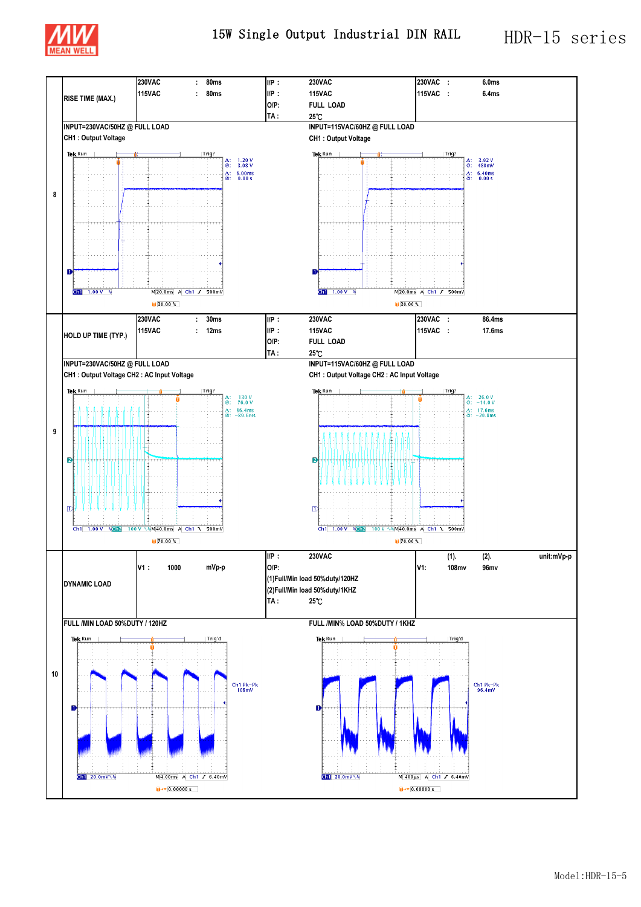# 15W Single Output Industrial DIN RAIL

## HDR-15 series

| | | | | |
|---|---|---|---|---|
| 8 | RISE TIME (MAX.) | 230VAC : 80ms<br>115VAC : 80ms | I/P : 230VAC<br>I/P : 115VAC<br>O/P: FULL LOAD<br>TA : 25℃ | 230VAC : 6.0ms<br>115VAC : 6.4ms |

INPUT=230VAC/50HZ @ FULL LOAD
CH1 : Output Voltage

Tek Run Trig?
Δ: 1.20 V
@: 3.08 V
Δ: 6.00ms
@: 0.00 s
Ch1 1.00 V M 20.0ms A Ch1 500mV
30.00 %

INPUT=115VAC/60HZ @ FULL LOAD
CH1 : Output Voltage

Tek Run Trig?
Δ: 3.92 V
@: 480mV
Δ: 6.40ms
@: 0.00 s
Ch1 1.00 V M 20.0ms A Ch1 500mV
30.00 %

| | | | | |
|---|---|---|---|---|
| 9 | HOLD UP TIME (TYP.) | 230VAC : 30ms<br>115VAC : 12ms | I/P : 230VAC<br>I/P : 115VAC<br>O/P: FULL LOAD<br>TA : 25℃ | 230VAC : 86.4ms<br>115VAC : 17.6ms |

INPUT=230VAC/50HZ @ FULL LOAD
CH1 : Output Voltage CH2 : AC Input Voltage

Tek Run Trig?
Δ: 130 V
@: 76.0 V
Δ: 86.4ms
@: -89.6ms
Ch1 1.00 V Ch2 100 V M 40.0ms A Ch1 500mV
70.00 %

INPUT=115VAC/60HZ @ FULL LOAD
CH1 : Output Voltage CH2 : AC Input Voltage

Tek Run Trig?
Δ: 26.0 V
@: -14.0 V
Δ: 17.6ms
@: -20.8ms
Ch1 1.00 V Ch2 100 V M 40.0ms A Ch1 500mV
70.00 %

| | | | | | |
|---|---|---|---|---|---|
| 10 | DYNAMIC LOAD | V1 : 1000 mVp-p | I/P : 230VAC<br>O/P:<br>(1)Full/Min load 50%duty/120HZ<br>(2)Full/Min load 50%duty/1KHZ<br>TA : 25℃ | (1). (2). unit:mVp-p<br>V1: 108mv 96mv | |

FULL /MIN LOAD 50%DUTY / 120HZ

Tek Run Trig'd
Ch1 Pk-Pk 108mV
Ch1 20.0mV M 4.00ms A Ch1 6.40mV
0.00000 s

FULL /MIN% LOAD 50%DUTY / 1KHZ

Tek Run Trig'd
Ch1 Pk-Pk 96.4mV
Ch1 20.0mV M 400μs A Ch1 6.40mV
0.00000 s

Model:HDR-15-5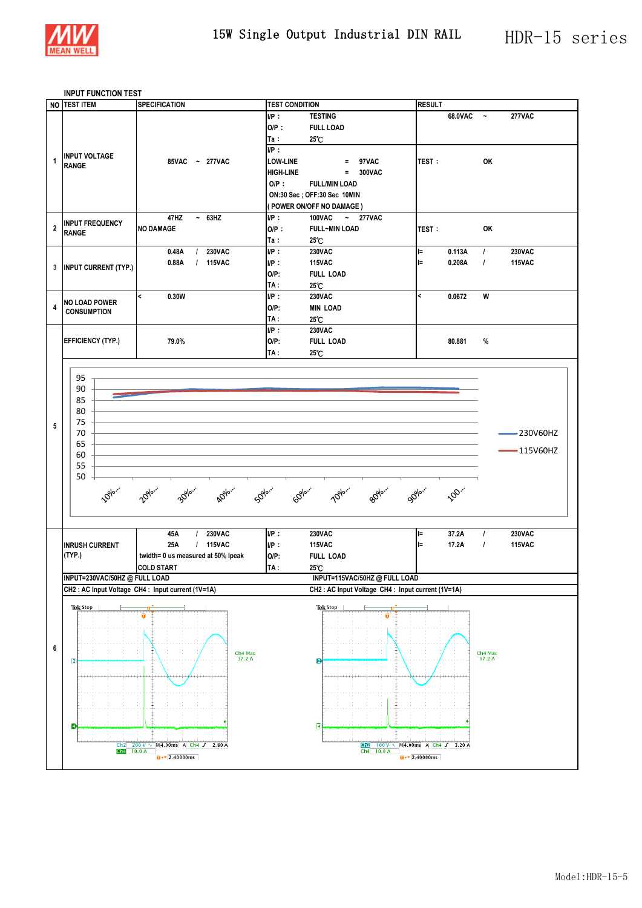# 15W Single Output Industrial DIN RAIL — HDR-15 series

## INPUT FUNCTION TEST

| NO | TEST ITEM | SPECIFICATION | TEST CONDITION | RESULT |
|---|---|---|---|---|
| 1 | INPUT VOLTAGE RANGE | 85VAC ~ 277VAC | I/P : TESTING<br>O/P : FULL LOAD<br>Ta : 25℃ | 68.0VAC ~ 277VAC |
| | | | I/P :<br>LOW-LINE = 97VAC<br>HIGH-LINE = 300VAC<br>O/P : FULL/MIN LOAD<br>ON:30 Sec ; OFF:30 Sec 10MIN<br>( POWER ON/OFF NO DAMAGE ) | TEST : OK |
| 2 | INPUT FREQUENCY RANGE | 47HZ ~ 63HZ<br>NO DAMAGE | I/P : 100VAC ~ 277VAC<br>O/P : FULL~MIN LOAD<br>Ta : 25℃ | TEST : OK |
| 3 | INPUT CURRENT (TYP.) | 0.48A / 230VAC<br>0.88A / 115VAC | I/P : 230VAC<br>I/P : 115VAC<br>O/P: FULL LOAD<br>TA : 25℃ | I= 0.113A / 230VAC<br>I= 0.208A / 115VAC |
| 4 | NO LOAD POWER CONSUMPTION | < 0.30W | I/P : 230VAC<br>O/P: MIN LOAD<br>TA : 25℃ | < 0.0672 W |
| 5 | EFFICIENCY (TYP.) | 79.0% | I/P : 230VAC<br>O/P: FULL LOAD<br>TA : 25℃ | 80.881 % |
| 6 | INRUSH CURRENT (TYP.) | 45A / 230VAC<br>25A / 115VAC<br>twidth= 0 us measured at 50% Ipeak<br>COLD START | I/P : 230VAC<br>I/P : 115VAC<br>O/P: FULL LOAD<br>TA : 25℃ | I= 37.2A / 230VAC<br>I= 17.2A / 115VAC |

Efficiency chart (5): Y-axis 50–95; X-axis 10%…, 20%…, 30%…, 40%…, 50%…, 60%…, 70%…, 80%…, 90%…, 100…; Legend: 230V60HZ, 115V60HZ

Inrush current (6):

INPUT=230VAC/50HZ @ FULL LOAD — CH2 : AC Input Voltage CH4 : Input current (1V=1A)
Tek Stop; Ch4 Max 37.2 A; Ch2 200 V; Ch4 10.0 A; M 4.00ms A Ch4 2.80 A; 2.40000ms

INPUT=115VAC/50HZ @ FULL LOAD — CH2 : AC Input Voltage CH4 : Input current (1V=1A)
Tek Stop; Ch4 Max 17.2 A; Ch2 100 V; Ch4 10.0 A; M 4.00ms A Ch4 3.20 A; 2.40000ms

Model:HDR-15-5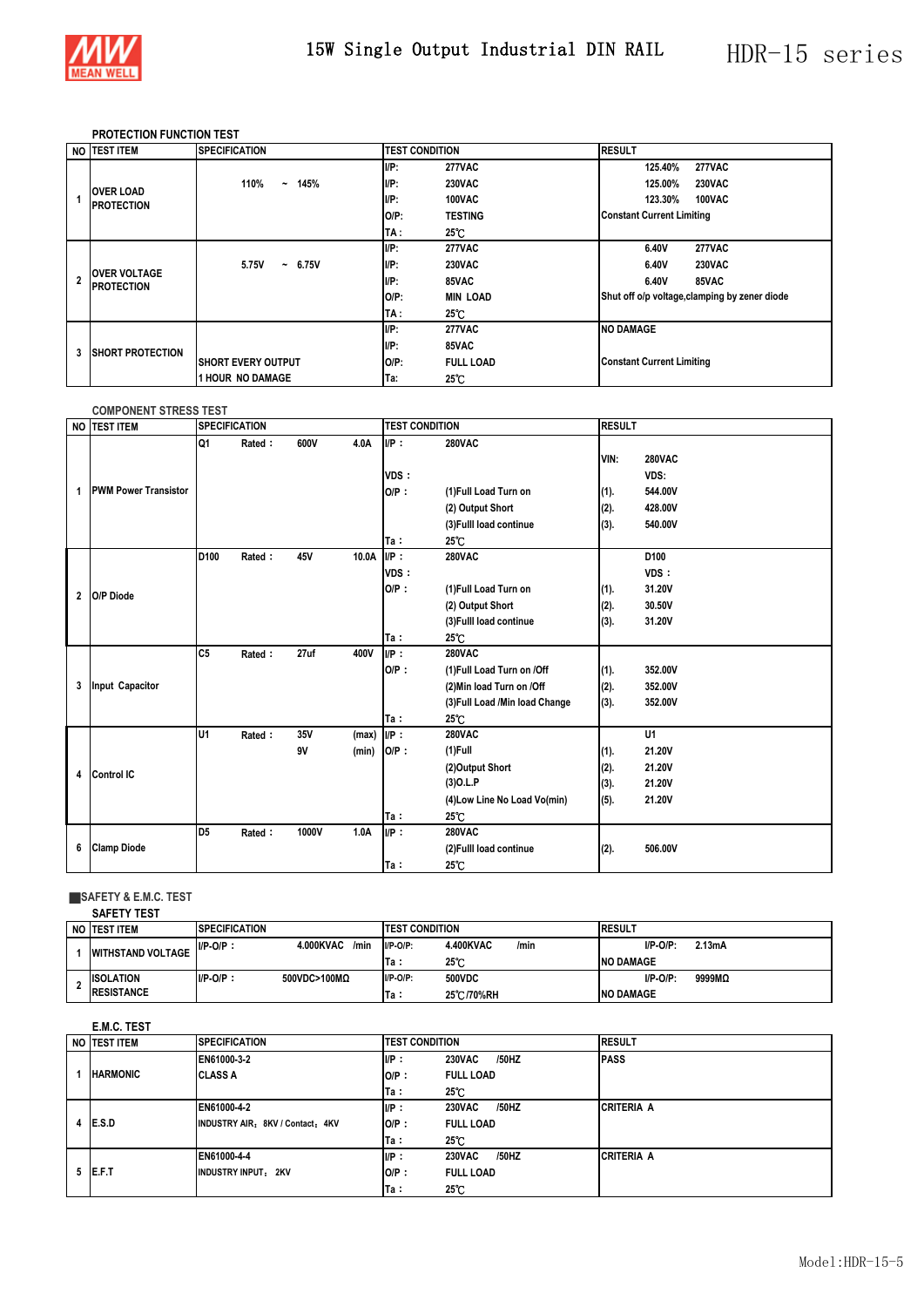# 15W Single Output Industrial DIN RAIL

## HDR-15 series

### PROTECTION FUNCTION TEST

| NO | TEST ITEM | SPECIFICATION | TEST CONDITION | RESULT |
|---|---|---|---|---|
| 1 | OVER LOAD PROTECTION | 110% ~ 145% | I/P: 277VAC<br>I/P: 230VAC<br>I/P: 100VAC<br>O/P: TESTING<br>TA : 25℃ | 125.40% 277VAC<br>125.00% 230VAC<br>123.30% 100VAC<br>Constant Current Limiting |
| 2 | OVER VOLTAGE PROTECTION | 5.75V ~ 6.75V | I/P: 277VAC<br>I/P: 230VAC<br>I/P: 85VAC<br>O/P: MIN LOAD<br>TA : 25℃ | 6.40V 277VAC<br>6.40V 230VAC<br>6.40V 85VAC<br>Shut off o/p voltage,clamping by zener diode |
| 3 | SHORT PROTECTION | SHORT EVERY OUTPUT<br>1 HOUR NO DAMAGE | I/P: 277VAC<br>I/P: 85VAC<br>O/P: FULL LOAD<br>Ta: 25℃ | NO DAMAGE<br>Constant Current Limiting |

### COMPONENT STRESS TEST

| NO | TEST ITEM | SPECIFICATION | TEST CONDITION | RESULT |
|---|---|---|---|---|
| 1 | PWM Power Transistor | Q1 Rated : 600V 4.0A | I/P : 280VAC<br>VDS :<br>O/P : (1)Full Load Turn on<br>(2) Output Short<br>(3)Fulll load continue<br>Ta : 25℃ | VIN: 280VAC<br>VDS:<br>(1). 544.00V<br>(2). 428.00V<br>(3). 540.00V |
| 2 | O/P Diode | D100 Rated : 45V 10.0A | I/P : 280VAC<br>VDS :<br>O/P : (1)Full Load Turn on<br>(2) Output Short<br>(3)Fulll load continue<br>Ta : 25℃ | D100<br>VDS :<br>(1). 31.20V<br>(2). 30.50V<br>(3). 31.20V |
| 3 | Input Capacitor | C5 Rated : 27uf 400V | I/P : 280VAC<br>O/P : (1)Full Load Turn on /Off<br>(2)Min load Turn on /Off<br>(3)Full Load /Min load Change<br>Ta : 25℃ | (1). 352.00V<br>(2). 352.00V<br>(3). 352.00V |
| 4 | Control IC | U1 Rated : 35V (max)<br>9V (min) | I/P : 280VAC<br>O/P : (1)Full<br>(2)Output Short<br>(3)O.L.P<br>(4)Low Line No Load Vo(min)<br>Ta : 25℃ | U1<br>(1). 21.20V<br>(2). 21.20V<br>(3). 21.20V<br>(5). 21.20V |
| 6 | Clamp Diode | D5 Rated : 1000V 1.0A | I/P : 280VAC<br>(2)Fulll load continue<br>Ta : 25℃ | (2). 506.00V |

### ■SAFETY & E.M.C. TEST

#### SAFETY TEST

| NO | TEST ITEM | SPECIFICATION | TEST CONDITION | RESULT |
|---|---|---|---|---|
| 1 | WITHSTAND VOLTAGE | I/P-O/P : 4.000KVAC /min | I/P-O/P: 4.400KVAC /min<br>Ta : 25℃ | I/P-O/P: 2.13mA<br>NO DAMAGE |
| 2 | ISOLATION RESISTANCE | I/P-O/P : 500VDC>100MΩ | I/P-O/P: 500VDC<br>Ta : 25℃/70%RH | I/P-O/P: 9999MΩ<br>NO DAMAGE |

#### E.M.C. TEST

| NO | TEST ITEM | SPECIFICATION | TEST CONDITION | RESULT |
|---|---|---|---|---|
| 1 | HARMONIC | EN61000-3-2<br>CLASS A | I/P : 230VAC /50HZ<br>O/P : FULL LOAD<br>Ta : 25℃ | PASS |
| 4 | E.S.D | EN61000-4-2<br>INDUSTRY AIR：8KV / Contact：4KV | I/P : 230VAC /50HZ<br>O/P : FULL LOAD<br>Ta : 25℃ | CRITERIA A |
| 5 | E.F.T | EN61000-4-4<br>INDUSTRY INPUT：2KV | I/P : 230VAC /50HZ<br>O/P : FULL LOAD<br>Ta : 25℃ | CRITERIA A |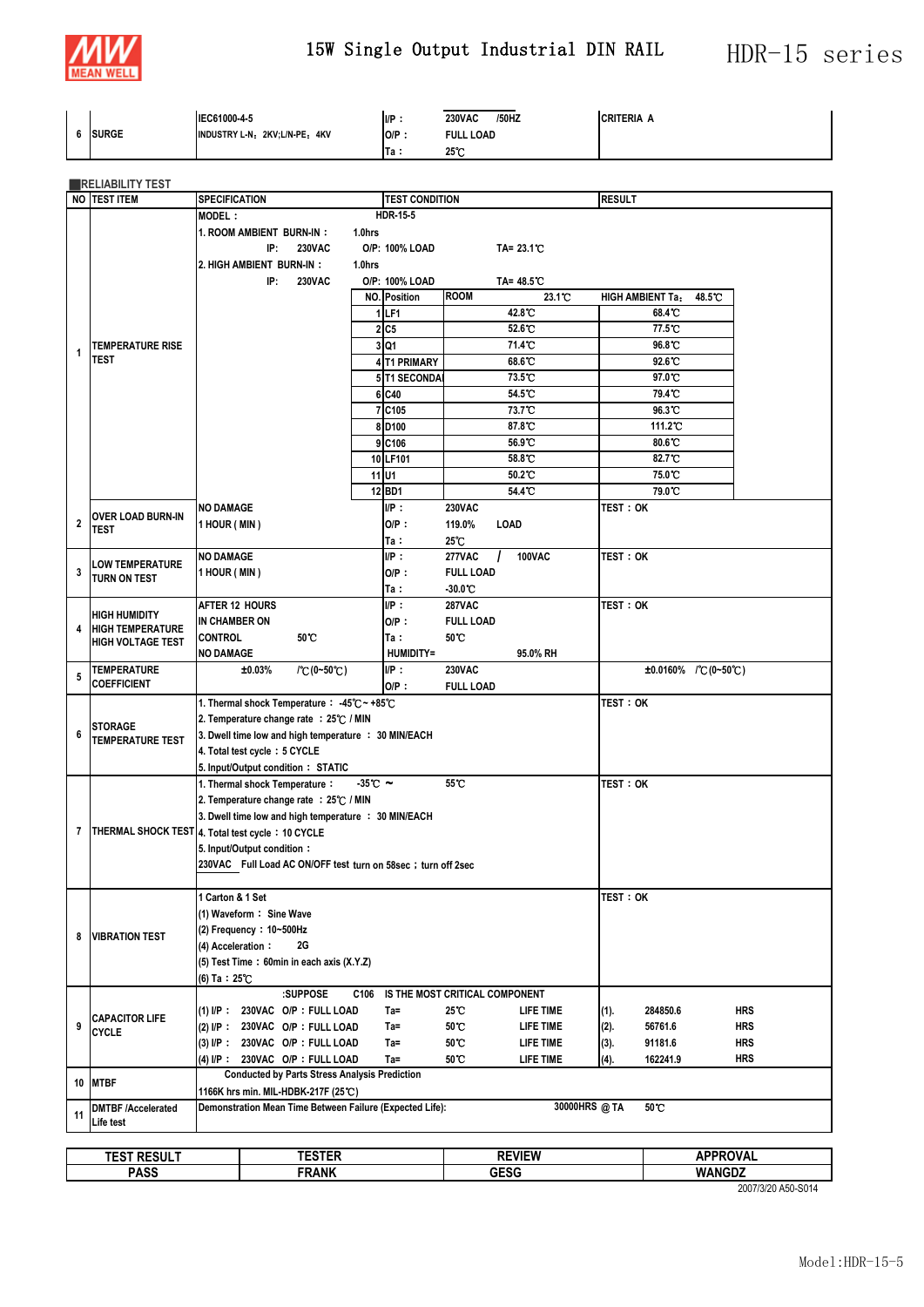| 6 | SURGE | IEC61000-4-5<br>INDUSTRY L-N：2KV;L/N-PE：4KV | I/P：230VAC /50HZ<br>O/P：FULL LOAD<br>Ta：25℃ | CRITERIA A |
|---|---|---|---|---|

## RELIABILITY TEST

| NO | TEST ITEM | SPECIFICATION | TEST CONDITION | RESULT |
|---|---|---|---|---|
| 1 | TEMPERATURE RISE TEST | MODEL： HDR-15-5<br>1. ROOM AMBIENT BURN-IN： 1.0hrs<br>IP: 230VAC O/P: 100% LOAD TA= 23.1℃<br>2. HIGH AMBIENT BURN-IN： 1.0hrs<br>IP: 230VAC O/P: 100% LOAD TA= 48.5℃ | | |

| NO. | Position | ROOM 23.1℃ | HIGH AMBIENT Ta：48.5℃ |
|---|---|---|---|
| 1 | LF1 | 42.8℃ | 68.4℃ |
| 2 | C5 | 52.6℃ | 77.5℃ |
| 3 | Q1 | 71.4℃ | 96.8℃ |
| 4 | T1 PRIMARY | 68.6℃ | 92.6℃ |
| 5 | T1 SECONDARY | 73.5℃ | 97.0℃ |
| 6 | C40 | 54.5℃ | 79.4℃ |
| 7 | C105 | 73.7℃ | 96.3℃ |
| 8 | D100 | 87.8℃ | 111.2℃ |
| 9 | C106 | 56.9℃ | 80.6℃ |
| 10 | LF101 | 58.8℃ | 82.7℃ |
| 11 | U1 | 50.2℃ | 75.0℃ |
| 12 | BD1 | 54.4℃ | 79.0℃ |

| NO | TEST ITEM | SPECIFICATION | TEST CONDITION | RESULT |
|---|---|---|---|---|
| 2 | OVER LOAD BURN-IN TEST | NO DAMAGE<br>1 HOUR ( MIN ) | I/P： 230VAC<br>O/P： 119.0% LOAD<br>Ta： 25℃ | TEST：OK |
| 3 | LOW TEMPERATURE TURN ON TEST | NO DAMAGE<br>1 HOUR ( MIN ) | I/P： 277VAC / 100VAC<br>O/P： FULL LOAD<br>Ta： -30.0℃ | TEST：OK |
| 4 | HIGH HUMIDITY HIGH TEMPERATURE HIGH VOLTAGE TEST | AFTER 12 HOURS<br>IN CHAMBER ON<br>CONTROL 50℃<br>NO DAMAGE | I/P： 287VAC<br>O/P： FULL LOAD<br>Ta： 50℃<br>HUMIDITY= 95.0% RH | TEST：OK |
| 5 | TEMPERATURE COEFFICIENT | ±0.03% /℃(0~50℃) | I/P： 230VAC<br>O/P： FULL LOAD | ±0.0160% /℃(0~50℃) |
| 6 | STORAGE TEMPERATURE TEST | 1. Thermal shock Temperature： -45℃ ~ +85℃<br>2. Temperature change rate ：25℃ / MIN<br>3. Dwell time low and high temperature ： 30 MIN/EACH<br>4. Total test cycle：5 CYCLE<br>5. Input/Output condition： STATIC | | TEST：OK |
| 7 | THERMAL SHOCK TEST | 1. Thermal shock Temperature： -35℃ ~ 55℃<br>2. Temperature change rate ：25℃ / MIN<br>3. Dwell time low and high temperature ： 30 MIN/EACH<br>4. Total test cycle：10 CYCLE<br>5. Input/Output condition：<br>230VAC Full Load AC ON/OFF test turn on 58sec；turn off 2sec | | TEST：OK |
| 8 | VIBRATION TEST | 1 Carton & 1 Set<br>(1) Waveform： Sine Wave<br>(2) Frequency：10~500Hz<br>(4) Acceleration： 2G<br>(5) Test Time： 60min in each axis (X.Y.Z)<br>(6) Ta：25℃ | | TEST：OK |
| 9 | CAPACITOR LIFE CYCLE | :SUPPOSE C106 IS THE MOST CRITICAL COMPONENT<br>(1) I/P： 230VAC O/P：FULL LOAD Ta= 25℃ LIFE TIME<br>(2) I/P： 230VAC O/P：FULL LOAD Ta= 50℃ LIFE TIME<br>(3) I/P： 230VAC O/P：FULL LOAD Ta= 50℃ LIFE TIME<br>(4) I/P： 230VAC O/P：FULL LOAD Ta= 50℃ LIFE TIME | | (1). 284850.6 HRS<br>(2). 56761.6 HRS<br>(3). 91181.6 HRS<br>(4). 162241.9 HRS |
| 10 | MTBF | Conducted by Parts Stress Analysis Prediction<br>1166K hrs min. MIL-HDBK-217F (25℃) | | |
| 11 | DMTBF /Accelerated Life test | Demonstration Mean Time Between Failure (Expected Life): 30000HRS @ TA 50℃ | | |

| TEST RESULT | TESTER | REVIEW | APPROVAL |
|---|---|---|---|
| PASS | FRANK | GESG | WANGDZ |

2007/3/20 A50-S014